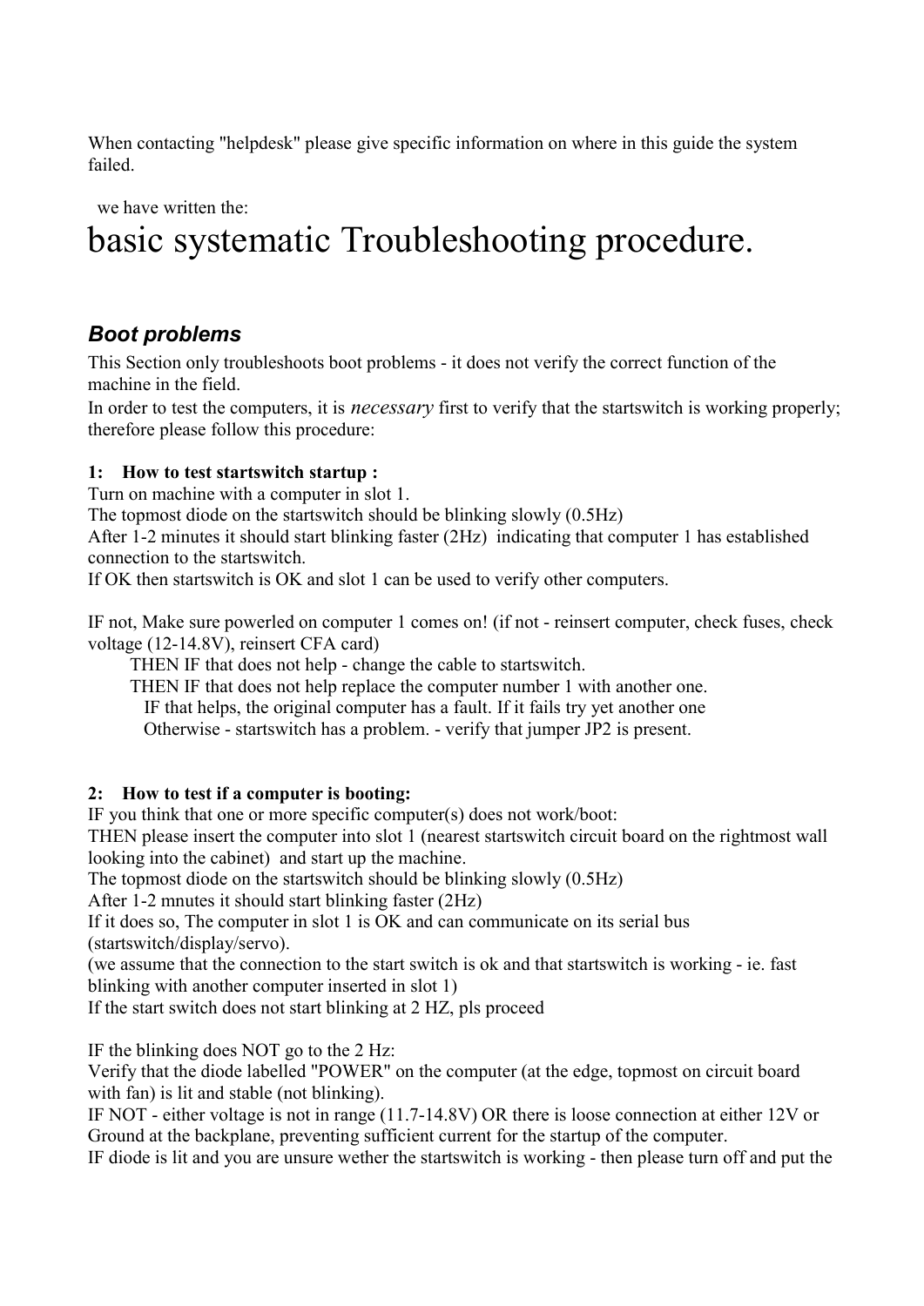When contacting "helpdesk" please give specific information on where in this guide the system failed.

we have written the:

# basic systematic Troubleshooting procedure.

## *Boot problems*

This Section only troubleshoots boot problems - it does not verify the correct function of the machine in the field.
In order to test the computers, it is *necessary* first to verify that the startswitch is working properly; therefore please follow this procedure:

**1: How to test startswitch startup :**
Turn on machine with a computer in slot 1.
The topmost diode on the startswitch should be blinking slowly (0.5Hz)
After 1-2 minutes it should start blinking faster (2Hz) indicating that computer 1 has established connection to the startswitch.
If OK then startswitch is OK and slot 1 can be used to verify other computers.

IF not, Make sure powerled on computer 1 comes on! (if not - reinsert computer, check fuses, check voltage (12-14.8V), reinsert CFA card)

THEN IF that does not help - change the cable to startswitch.
THEN IF that does not help replace the computer number 1 with another one.
IF that helps, the original computer has a fault. If it fails try yet another one
Otherwise - startswitch has a problem. - verify that jumper JP2 is present.

**2: How to test if a computer is booting:**
IF you think that one or more specific computer(s) does not work/boot:
THEN please insert the computer into slot 1 (nearest startswitch circuit board on the rightmost wall looking into the cabinet) and start up the machine.
The topmost diode on the startswitch should be blinking slowly (0.5Hz)
After 1-2 mnutes it should start blinking faster (2Hz)
If it does so, The computer in slot 1 is OK and can communicate on its serial bus (startswitch/display/servo).
(we assume that the connection to the start switch is ok and that startswitch is working - ie. fast blinking with another computer inserted in slot 1)
If the start switch does not start blinking at 2 HZ, pls proceed

IF the blinking does NOT go to the 2 Hz:
Verify that the diode labelled "POWER" on the computer (at the edge, topmost on circuit board with fan) is lit and stable (not blinking).
IF NOT - either voltage is not in range (11.7-14.8V) OR there is loose connection at either 12V or Ground at the backplane, preventing sufficient current for the startup of the computer.
IF diode is lit and you are unsure wether the startswitch is working - then please turn off and put the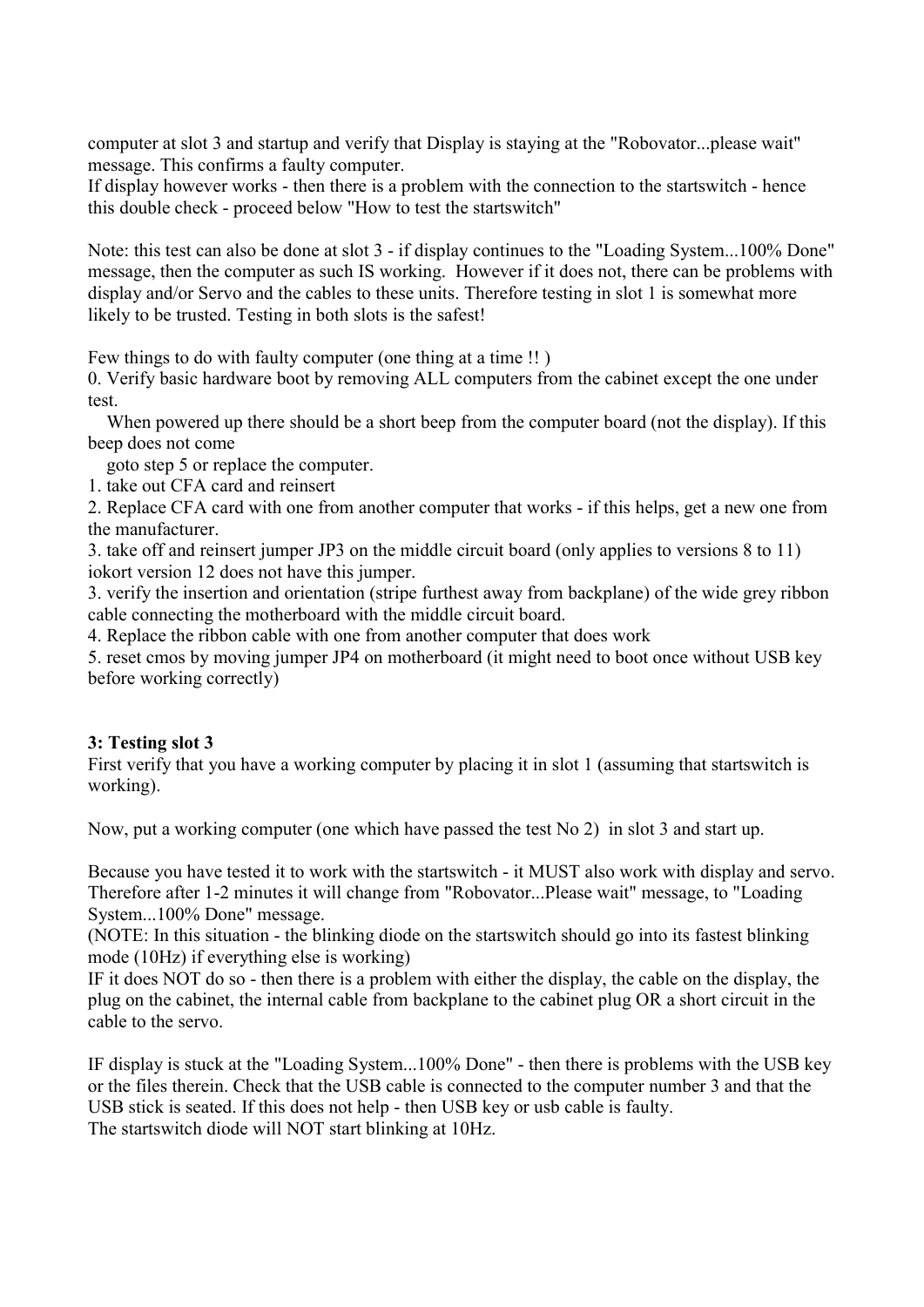computer at slot 3 and startup and verify that Display is staying at the "Robovator...please wait" message. This confirms a faulty computer.
If display however works - then there is a problem with the connection to the startswitch - hence this double check - proceed below "How to test the startswitch"

Note: this test can also be done at slot 3 - if display continues to the "Loading System...100% Done" message, then the computer as such IS working. However if it does not, there can be problems with display and/or Servo and the cables to these units. Therefore testing in slot 1 is somewhat more likely to be trusted. Testing in both slots is the safest!

Few things to do with faulty computer (one thing at a time !! )
0. Verify basic hardware boot by removing ALL computers from the cabinet except the one under test.
   When powered up there should be a short beep from the computer board (not the display). If this beep does not come
   goto step 5 or replace the computer.
1. take out CFA card and reinsert
2. Replace CFA card with one from another computer that works - if this helps, get a new one from the manufacturer.
3. take off and reinsert jumper JP3 on the middle circuit board (only applies to versions 8 to 11) iokort version 12 does not have this jumper.
3. verify the insertion and orientation (stripe furthest away from backplane) of the wide grey ribbon cable connecting the motherboard with the middle circuit board.
4. Replace the ribbon cable with one from another computer that does work
5. reset cmos by moving jumper JP4 on motherboard (it might need to boot once without USB key before working correctly)

**3: Testing slot 3**
First verify that you have a working computer by placing it in slot 1 (assuming that startswitch is working).

Now, put a working computer (one which have passed the test No 2) in slot 3 and start up.

Because you have tested it to work with the startswitch - it MUST also work with display and servo. Therefore after 1-2 minutes it will change from "Robovator...Please wait" message, to "Loading System...100% Done" message.
(NOTE: In this situation - the blinking diode on the startswitch should go into its fastest blinking mode (10Hz) if everything else is working)
IF it does NOT do so - then there is a problem with either the display, the cable on the display, the plug on the cabinet, the internal cable from backplane to the cabinet plug OR a short circuit in the cable to the servo.

IF display is stuck at the "Loading System...100% Done" - then there is problems with the USB key or the files therein. Check that the USB cable is connected to the computer number 3 and that the USB stick is seated. If this does not help - then USB key or usb cable is faulty.
The startswitch diode will NOT start blinking at 10Hz.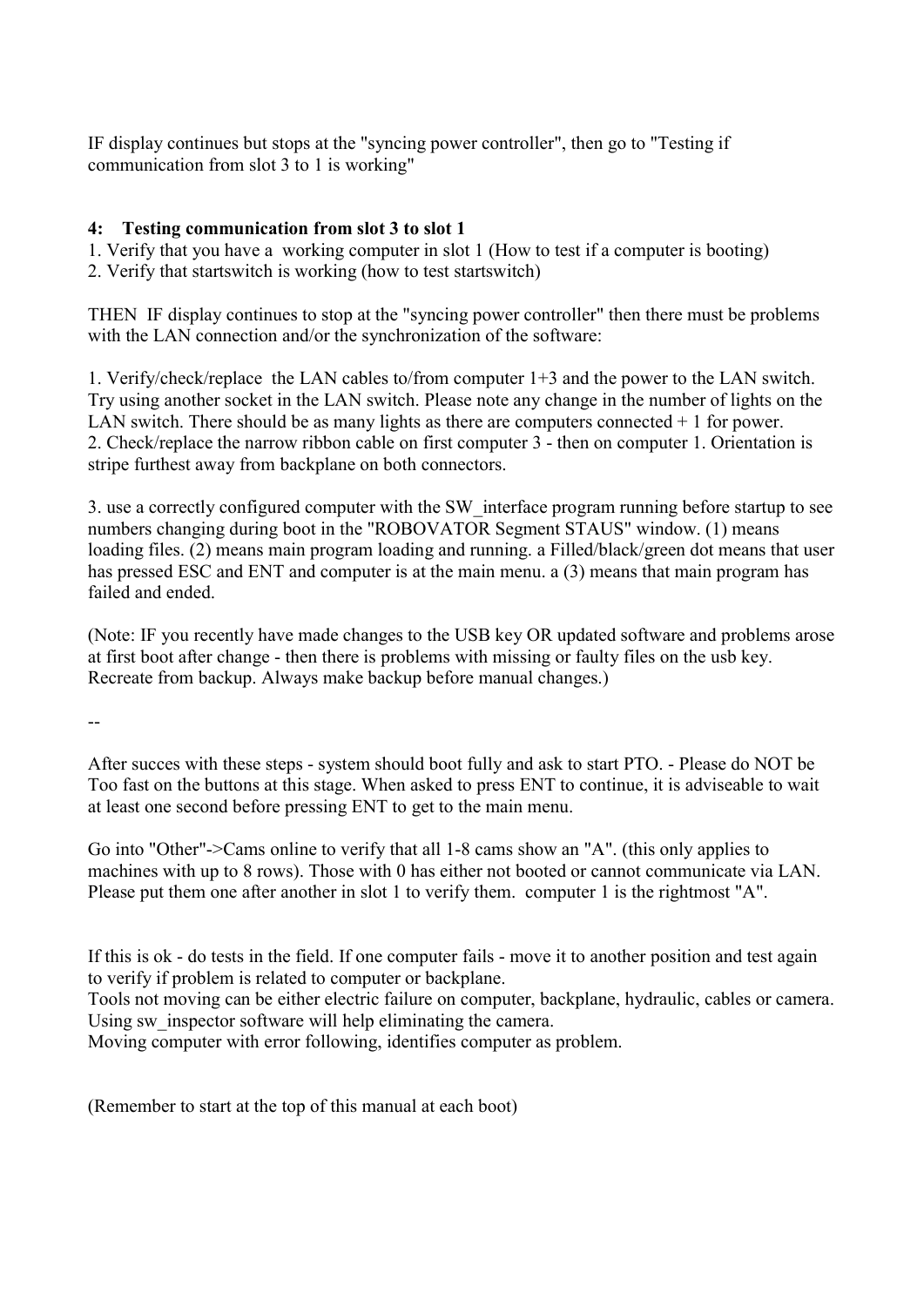IF display continues but stops at the "syncing power controller", then go to "Testing if communication from slot 3 to 1 is working"

### 4: Testing communication from slot 3 to slot 1

1. Verify that you have a working computer in slot 1 (How to test if a computer is booting)
2. Verify that startswitch is working (how to test startswitch)

THEN IF display continues to stop at the "syncing power controller" then there must be problems with the LAN connection and/or the synchronization of the software:

1. Verify/check/replace the LAN cables to/from computer 1+3 and the power to the LAN switch. Try using another socket in the LAN switch. Please note any change in the number of lights on the LAN switch. There should be as many lights as there are computers connected + 1 for power.
2. Check/replace the narrow ribbon cable on first computer 3 - then on computer 1. Orientation is stripe furthest away from backplane on both connectors.

3. use a correctly configured computer with the SW_interface program running before startup to see numbers changing during boot in the "ROBOVATOR Segment STAUS" window. (1) means loading files. (2) means main program loading and running. a Filled/black/green dot means that user has pressed ESC and ENT and computer is at the main menu. a (3) means that main program has failed and ended.

(Note: IF you recently have made changes to the USB key OR updated software and problems arose at first boot after change - then there is problems with missing or faulty files on the usb key. Recreate from backup. Always make backup before manual changes.)

--

After succes with these steps - system should boot fully and ask to start PTO. - Please do NOT be Too fast on the buttons at this stage. When asked to press ENT to continue, it is adviseable to wait at least one second before pressing ENT to get to the main menu.

Go into "Other"->Cams online to verify that all 1-8 cams show an "A". (this only applies to machines with up to 8 rows). Those with 0 has either not booted or cannot communicate via LAN. Please put them one after another in slot 1 to verify them. computer 1 is the rightmost "A".

If this is ok - do tests in the field. If one computer fails - move it to another position and test again to verify if problem is related to computer or backplane.
Tools not moving can be either electric failure on computer, backplane, hydraulic, cables or camera. Using sw_inspector software will help eliminating the camera.
Moving computer with error following, identifies computer as problem.

(Remember to start at the top of this manual at each boot)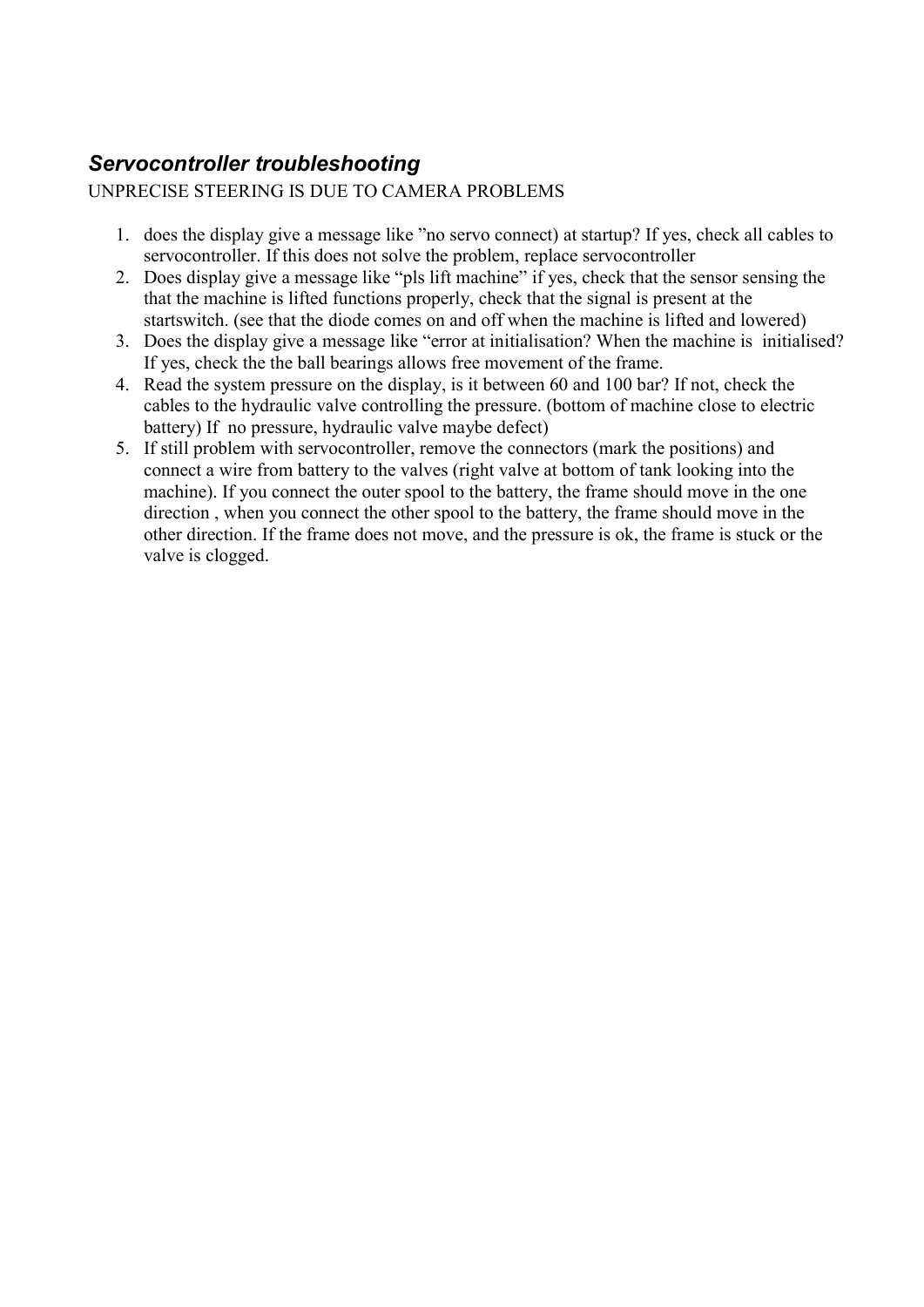## *Servocontroller troubleshooting*

UNPRECISE STEERING IS DUE TO CAMERA PROBLEMS

1. does the display give a message like ”no servo connect) at startup? If yes, check all cables to servocontroller. If this does not solve the problem, replace servocontroller
2. Does display give a message like “pls lift machine” if yes, check that the sensor sensing the that the machine is lifted functions properly, check that the signal is present at the startswitch. (see that the diode comes on and off when the machine is lifted and lowered)
3. Does the display give a message like “error at initialisation? When the machine is initialised? If yes, check the the ball bearings allows free movement of the frame.
4. Read the system pressure on the display, is it between 60 and 100 bar? If not, check the cables to the hydraulic valve controlling the pressure. (bottom of machine close to electric battery) If no pressure, hydraulic valve maybe defect)
5. If still problem with servocontroller, remove the connectors (mark the positions) and connect a wire from battery to the valves (right valve at bottom of tank looking into the machine). If you connect the outer spool to the battery, the frame should move in the one direction , when you connect the other spool to the battery, the frame should move in the other direction. If the frame does not move, and the pressure is ok, the frame is stuck or the valve is clogged.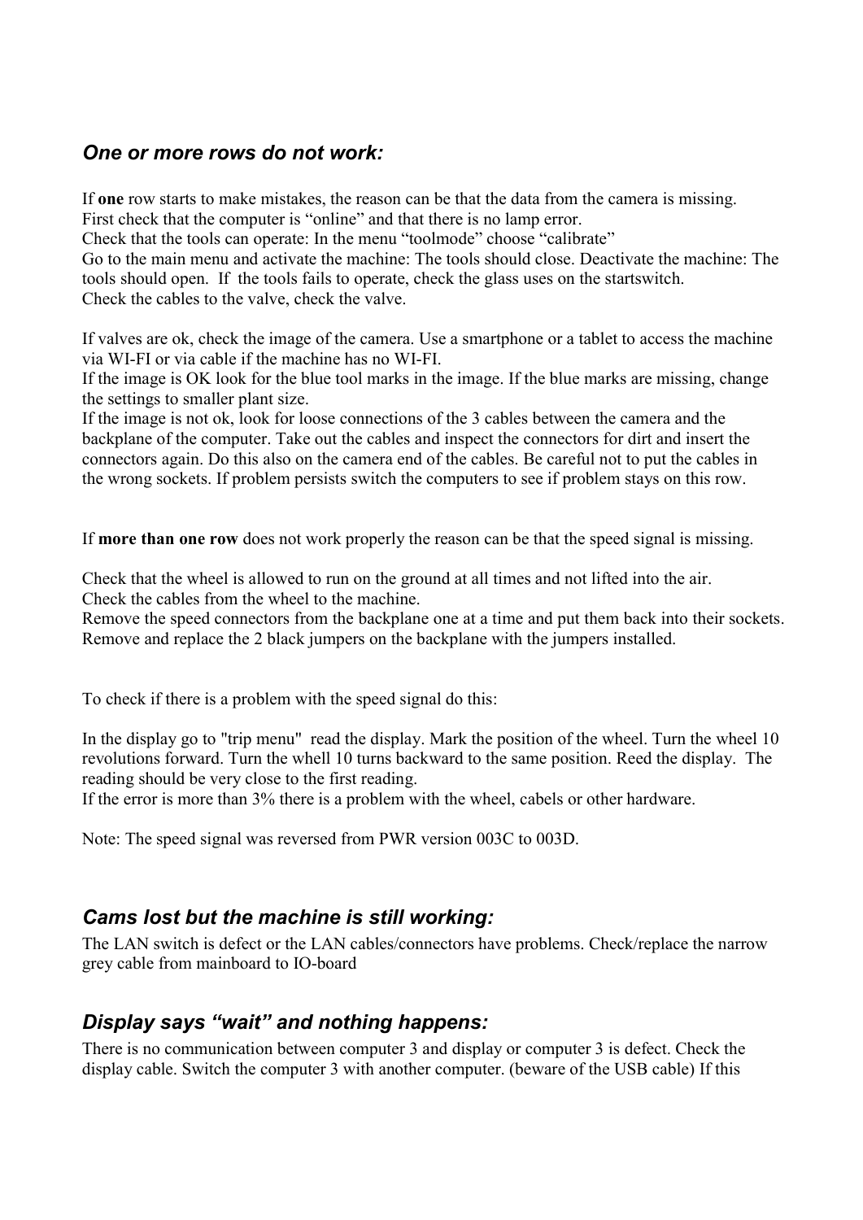### *One or more rows do not work:*

If **one** row starts to make mistakes, the reason can be that the data from the camera is missing.
First check that the computer is "online" and that there is no lamp error.
Check that the tools can operate: In the menu "toolmode" choose "calibrate"
Go to the main menu and activate the machine: The tools should close. Deactivate the machine: The tools should open. If the tools fails to operate, check the glass uses on the startswitch.
Check the cables to the valve, check the valve.

If valves are ok, check the image of the camera. Use a smartphone or a tablet to access the machine via WI-FI or via cable if the machine has no WI-FI.
If the image is OK look for the blue tool marks in the image. If the blue marks are missing, change the settings to smaller plant size.
If the image is not ok, look for loose connections of the 3 cables between the camera and the backplane of the computer. Take out the cables and inspect the connectors for dirt and insert the connectors again. Do this also on the camera end of the cables. Be careful not to put the cables in the wrong sockets. If problem persists switch the computers to see if problem stays on this row.

If **more than one row** does not work properly the reason can be that the speed signal is missing.

Check that the wheel is allowed to run on the ground at all times and not lifted into the air.
Check the cables from the wheel to the machine.
Remove the speed connectors from the backplane one at a time and put them back into their sockets.
Remove and replace the 2 black jumpers on the backplane with the jumpers installed.

To check if there is a problem with the speed signal do this:

In the display go to "trip menu" read the display. Mark the position of the wheel. Turn the wheel 10 revolutions forward. Turn the whell 10 turns backward to the same position. Reed the display. The reading should be very close to the first reading.
If the error is more than 3% there is a problem with the wheel, cabels or other hardware.

Note: The speed signal was reversed from PWR version 003C to 003D.

### *Cams lost but the machine is still working:*

The LAN switch is defect or the LAN cables/connectors have problems. Check/replace the narrow grey cable from mainboard to IO-board

### *Display says "wait" and nothing happens:*

There is no communication between computer 3 and display or computer 3 is defect. Check the display cable. Switch the computer 3 with another computer. (beware of the USB cable) If this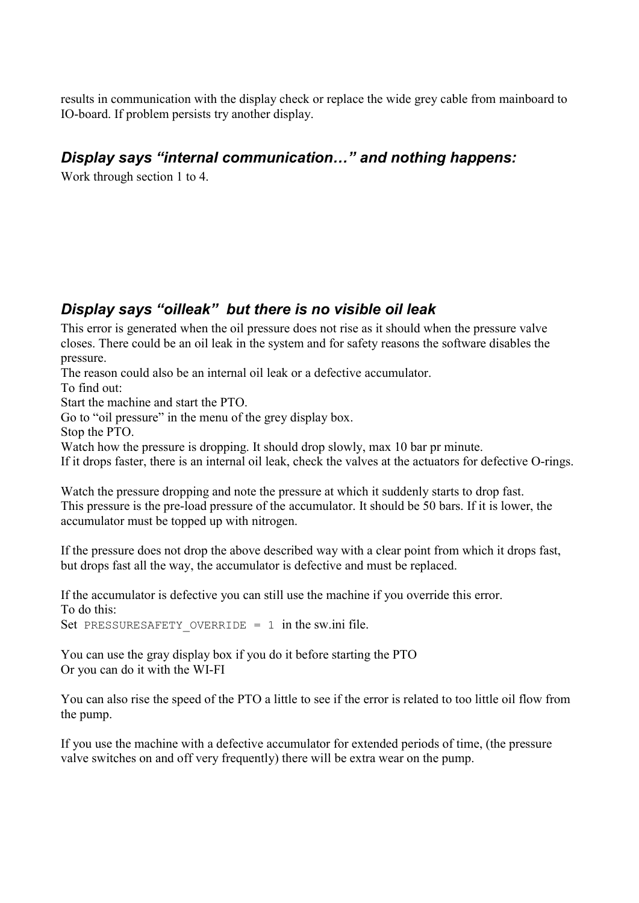results in communication with the display check or replace the wide grey cable from mainboard to IO-board. If problem persists try another display.

### *Display says “internal communication…” and nothing happens:*

Work through section 1 to 4.

### *Display says “oilleak” but there is no visible oil leak*

This error is generated when the oil pressure does not rise as it should when the pressure valve closes. There could be an oil leak in the system and for safety reasons the software disables the pressure.
The reason could also be an internal oil leak or a defective accumulator.
To find out:
Start the machine and start the PTO.
Go to “oil pressure” in the menu of the grey display box.
Stop the PTO.
Watch how the pressure is dropping. It should drop slowly, max 10 bar pr minute.
If it drops faster, there is an internal oil leak, check the valves at the actuators for defective O-rings.

Watch the pressure dropping and note the pressure at which it suddenly starts to drop fast.
This pressure is the pre-load pressure of the accumulator. It should be 50 bars. If it is lower, the accumulator must be topped up with nitrogen.

If the pressure does not drop the above described way with a clear point from which it drops fast, but drops fast all the way, the accumulator is defective and must be replaced.

If the accumulator is defective you can still use the machine if you override this error.
To do this:
Set `PRESSURESAFETY_OVERRIDE = 1` in the sw.ini file.

You can use the gray display box if you do it before starting the PTO
Or you can do it with the WI-FI

You can also rise the speed of the PTO a little to see if the error is related to too little oil flow from the pump.

If you use the machine with a defective accumulator for extended periods of time, (the pressure valve switches on and off very frequently) there will be extra wear on the pump.